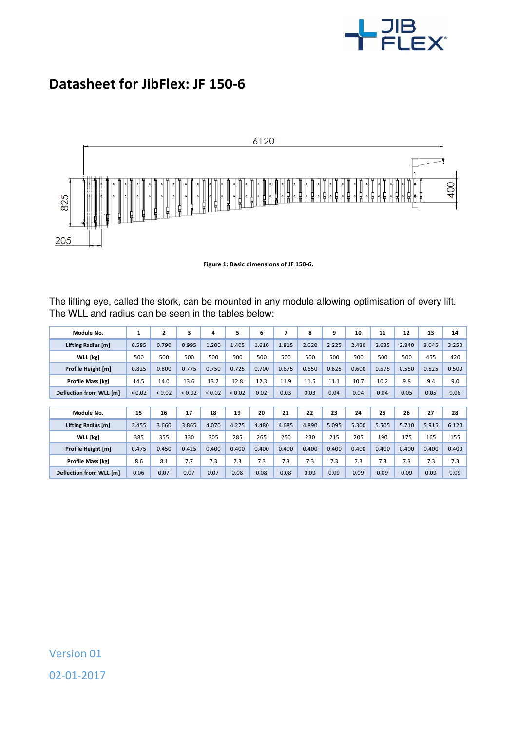# Datasheet for JibFlex: JF 150-6

Figure 1: Basic dimensions of JF 150-6.

The lifting eye, called the stork, can be mounted in any module allowing optimisation of every lift. The WLL and radius can be seen in the tables below:

| Module No. | 1 | 2 | 3 | 4 | 5 | 6 | 7 | 8 | 9 | 10 | 11 | 12 | 13 | 14 |
|---|---|---|---|---|---|---|---|---|---|---|---|---|---|---|
| Lifting Radius [m] | 0.585 | 0.790 | 0.995 | 1.200 | 1.405 | 1.610 | 1.815 | 2.020 | 2.225 | 2.430 | 2.635 | 2.840 | 3.045 | 3.250 |
| WLL [kg] | 500 | 500 | 500 | 500 | 500 | 500 | 500 | 500 | 500 | 500 | 500 | 500 | 455 | 420 |
| Profile Height [m] | 0.825 | 0.800 | 0.775 | 0.750 | 0.725 | 0.700 | 0.675 | 0.650 | 0.625 | 0.600 | 0.575 | 0.550 | 0.525 | 0.500 |
| Profile Mass [kg] | 14.5 | 14.0 | 13.6 | 13.2 | 12.8 | 12.3 | 11.9 | 11.5 | 11.1 | 10.7 | 10.2 | 9.8 | 9.4 | 9.0 |
| Deflection from WLL [m] | < 0.02 | < 0.02 | < 0.02 | < 0.02 | < 0.02 | 0.02 | 0.03 | 0.03 | 0.04 | 0.04 | 0.04 | 0.05 | 0.05 | 0.06 |

| Module No. | 15 | 16 | 17 | 18 | 19 | 20 | 21 | 22 | 23 | 24 | 25 | 26 | 27 | 28 |
|---|---|---|---|---|---|---|---|---|---|---|---|---|---|---|
| Lifting Radius [m] | 3.455 | 3.660 | 3.865 | 4.070 | 4.275 | 4.480 | 4.685 | 4.890 | 5.095 | 5.300 | 5.505 | 5.710 | 5.915 | 6.120 |
| WLL [kg] | 385 | 355 | 330 | 305 | 285 | 265 | 250 | 230 | 215 | 205 | 190 | 175 | 165 | 155 |
| Profile Height [m] | 0.475 | 0.450 | 0.425 | 0.400 | 0.400 | 0.400 | 0.400 | 0.400 | 0.400 | 0.400 | 0.400 | 0.400 | 0.400 | 0.400 |
| Profile Mass [kg] | 8.6 | 8.1 | 7.7 | 7.3 | 7.3 | 7.3 | 7.3 | 7.3 | 7.3 | 7.3 | 7.3 | 7.3 | 7.3 | 7.3 |
| Deflection from WLL [m] | 0.06 | 0.07 | 0.07 | 0.07 | 0.08 | 0.08 | 0.08 | 0.09 | 0.09 | 0.09 | 0.09 | 0.09 | 0.09 | 0.09 |

Version 01

02-01-2017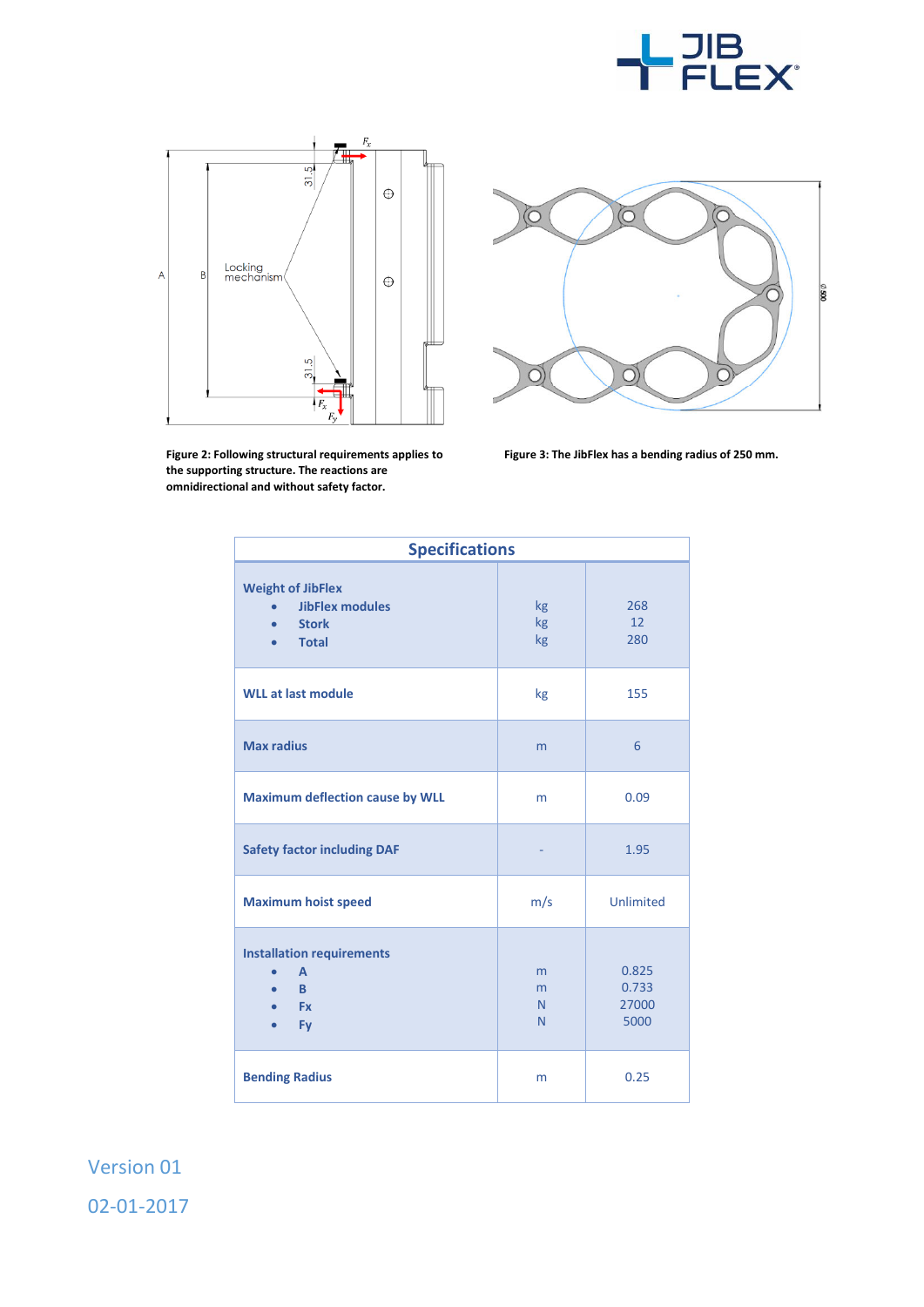Figure 2: Following structural requirements applies to the supporting structure. The reactions are omnidirectional and without safety factor.

Figure 3: The JibFlex has a bending radius of 250 mm.

| Specifications | | |
|---|---|---|
| **Weight of JibFlex**<br>• JibFlex modules<br>• Stork<br>• Total | <br>kg<br>kg<br>kg | <br>268<br>12<br>280 |
| **WLL at last module** | kg | 155 |
| **Max radius** | m | 6 |
| **Maximum deflection cause by WLL** | m | 0.09 |
| **Safety factor including DAF** | - | 1.95 |
| **Maximum hoist speed** | m/s | Unlimited |
| **Installation requirements**<br>• A<br>• B<br>• Fx<br>• Fy | <br>m<br>m<br>N<br>N | <br>0.825<br>0.733<br>27000<br>5000 |
| **Bending Radius** | m | 0.25 |

Version 01

02-01-2017